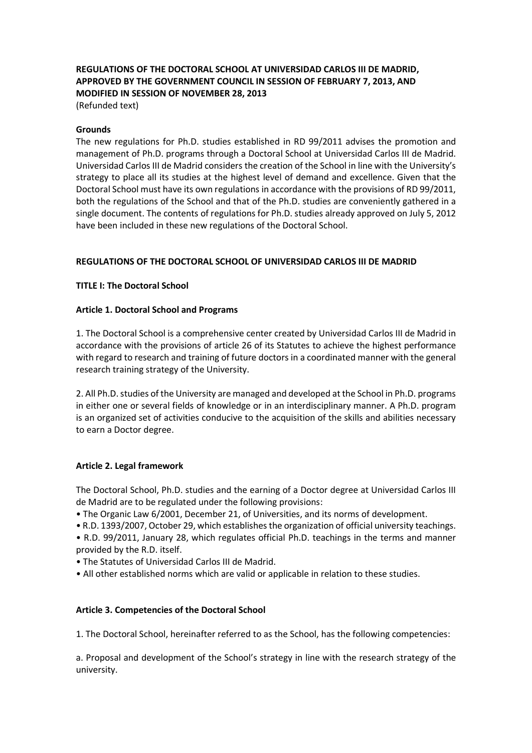# REGULATIONS OF THE DOCTORAL SCHOOL AT UNIVERSIDAD CARLOS III DE MADRID, APPROVED BY THE GOVERNMENT COUNCIL IN SESSION OF FEBRUARY 7, 2013, AND MODIFIED IN SESSION OF NOVEMBER 28, 2013

(Refunded text)

**Grounds**

The new regulations for Ph.D. studies established in RD 99/2011 advises the promotion and management of Ph.D. programs through a Doctoral School at Universidad Carlos III de Madrid. Universidad Carlos III de Madrid considers the creation of the School in line with the University's strategy to place all its studies at the highest level of demand and excellence. Given that the Doctoral School must have its own regulations in accordance with the provisions of RD 99/2011, both the regulations of the School and that of the Ph.D. studies are conveniently gathered in a single document. The contents of regulations for Ph.D. studies already approved on July 5, 2012 have been included in these new regulations of the Doctoral School.

## REGULATIONS OF THE DOCTORAL SCHOOL OF UNIVERSIDAD CARLOS III DE MADRID

### TITLE I: The Doctoral School

#### Article 1. Doctoral School and Programs

1. The Doctoral School is a comprehensive center created by Universidad Carlos III de Madrid in accordance with the provisions of article 26 of its Statutes to achieve the highest performance with regard to research and training of future doctors in a coordinated manner with the general research training strategy of the University.

2. All Ph.D. studies of the University are managed and developed at the School in Ph.D. programs in either one or several fields of knowledge or in an interdisciplinary manner. A Ph.D. program is an organized set of activities conducive to the acquisition of the skills and abilities necessary to earn a Doctor degree.

#### Article 2. Legal framework

The Doctoral School, Ph.D. studies and the earning of a Doctor degree at Universidad Carlos III de Madrid are to be regulated under the following provisions:

- The Organic Law 6/2001, December 21, of Universities, and its norms of development.
- R.D. 1393/2007, October 29, which establishes the organization of official university teachings.
- R.D. 99/2011, January 28, which regulates official Ph.D. teachings in the terms and manner provided by the R.D. itself.
- The Statutes of Universidad Carlos III de Madrid.
- All other established norms which are valid or applicable in relation to these studies.

#### Article 3. Competencies of the Doctoral School

1. The Doctoral School, hereinafter referred to as the School, has the following competencies:

a. Proposal and development of the School's strategy in line with the research strategy of the university.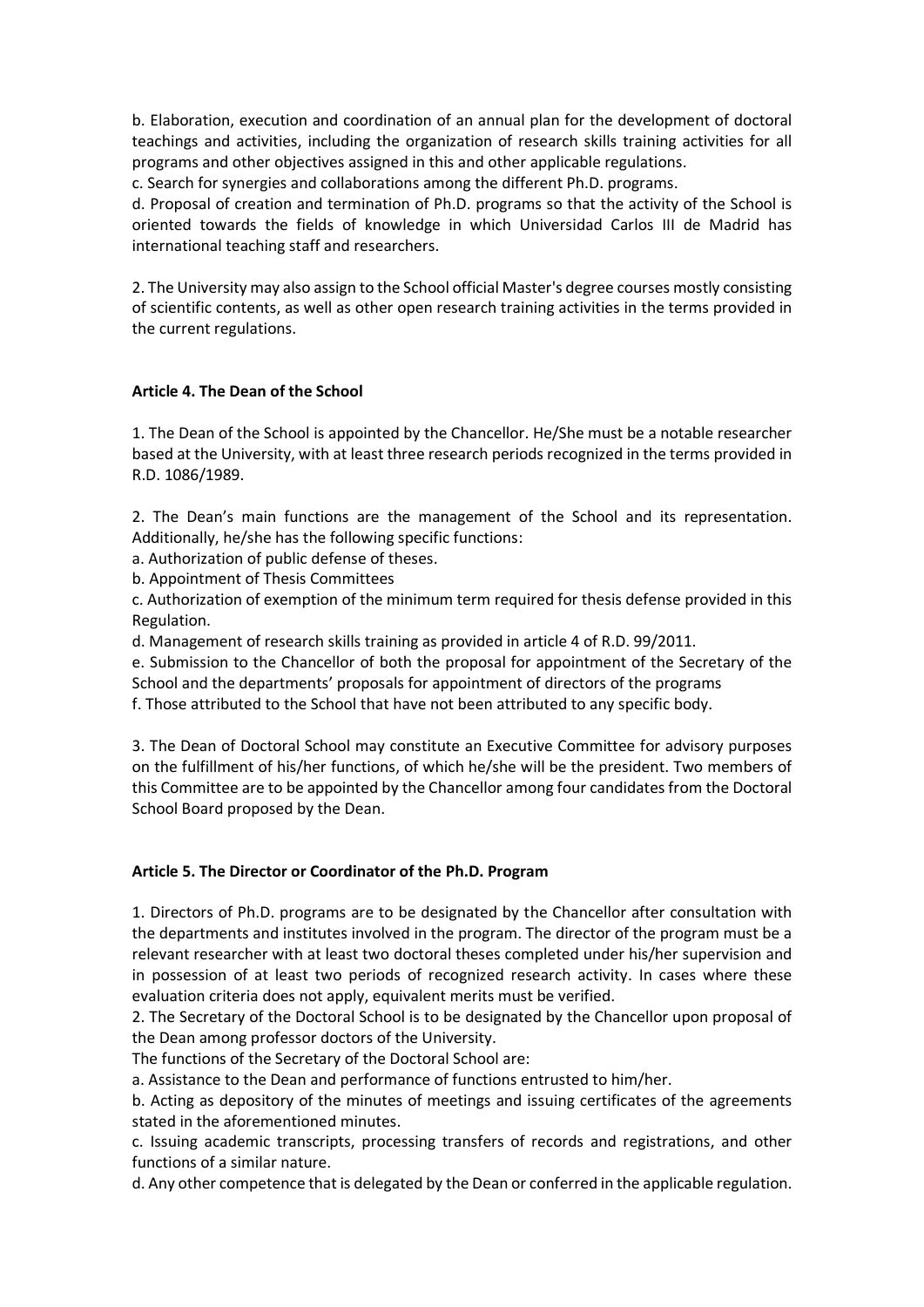b. Elaboration, execution and coordination of an annual plan for the development of doctoral teachings and activities, including the organization of research skills training activities for all programs and other objectives assigned in this and other applicable regulations.

c. Search for synergies and collaborations among the different Ph.D. programs.

d. Proposal of creation and termination of Ph.D. programs so that the activity of the School is oriented towards the fields of knowledge in which Universidad Carlos III de Madrid has international teaching staff and researchers.

2. The University may also assign to the School official Master's degree courses mostly consisting of scientific contents, as well as other open research training activities in the terms provided in the current regulations.

### Article 4. The Dean of the School

1. The Dean of the School is appointed by the Chancellor. He/She must be a notable researcher based at the University, with at least three research periods recognized in the terms provided in R.D. 1086/1989.

2. The Dean's main functions are the management of the School and its representation. Additionally, he/she has the following specific functions:

a. Authorization of public defense of theses.

b. Appointment of Thesis Committees

c. Authorization of exemption of the minimum term required for thesis defense provided in this Regulation.

d. Management of research skills training as provided in article 4 of R.D. 99/2011.

e. Submission to the Chancellor of both the proposal for appointment of the Secretary of the School and the departments' proposals for appointment of directors of the programs

f. Those attributed to the School that have not been attributed to any specific body.

3. The Dean of Doctoral School may constitute an Executive Committee for advisory purposes on the fulfillment of his/her functions, of which he/she will be the president. Two members of this Committee are to be appointed by the Chancellor among four candidates from the Doctoral School Board proposed by the Dean.

### Article 5. The Director or Coordinator of the Ph.D. Program

1. Directors of Ph.D. programs are to be designated by the Chancellor after consultation with the departments and institutes involved in the program. The director of the program must be a relevant researcher with at least two doctoral theses completed under his/her supervision and in possession of at least two periods of recognized research activity. In cases where these evaluation criteria does not apply, equivalent merits must be verified.

2. The Secretary of the Doctoral School is to be designated by the Chancellor upon proposal of the Dean among professor doctors of the University.

The functions of the Secretary of the Doctoral School are:

a. Assistance to the Dean and performance of functions entrusted to him/her.

b. Acting as depository of the minutes of meetings and issuing certificates of the agreements stated in the aforementioned minutes.

c. Issuing academic transcripts, processing transfers of records and registrations, and other functions of a similar nature.

d. Any other competence that is delegated by the Dean or conferred in the applicable regulation.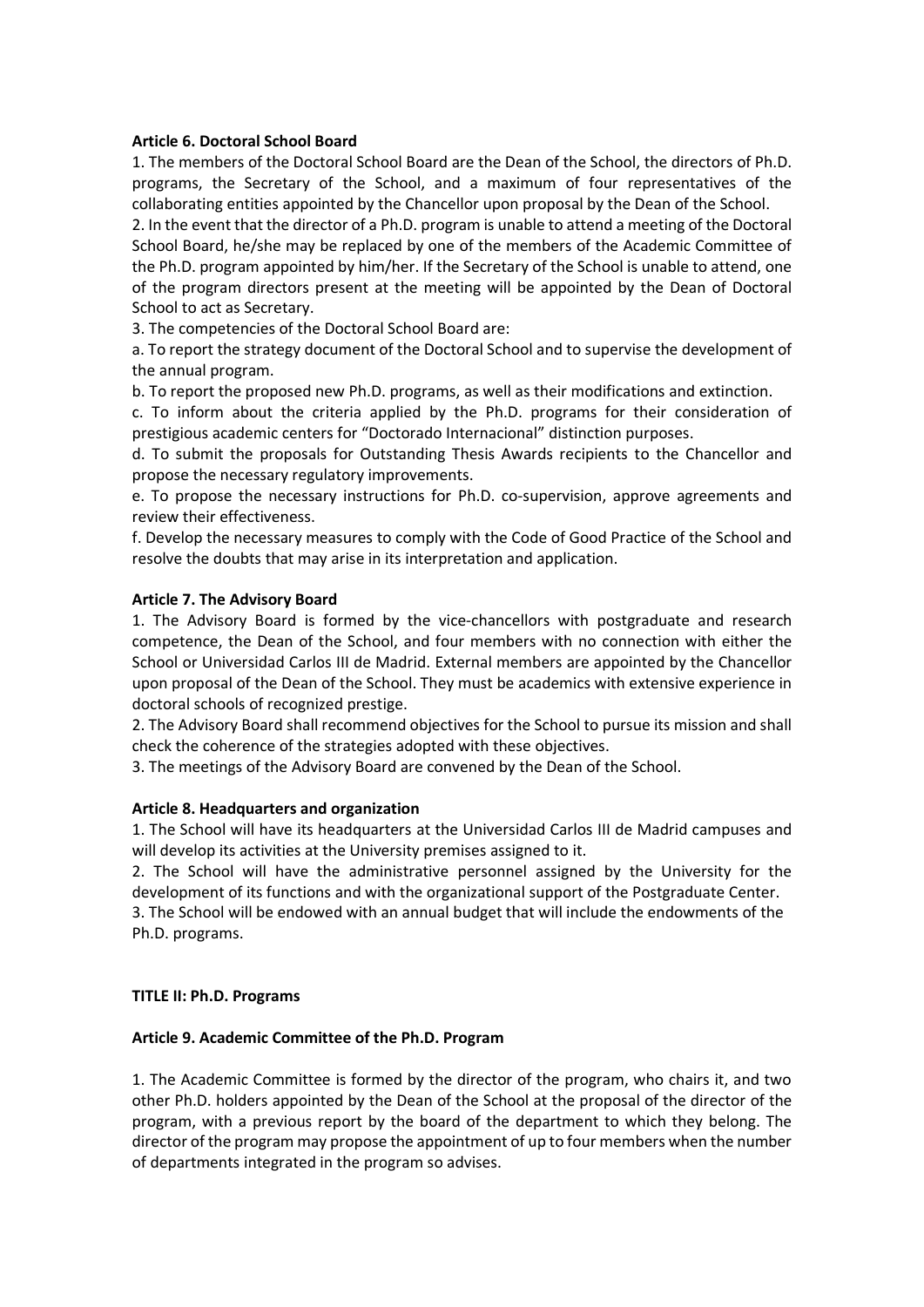**Article 6. Doctoral School Board**

1. The members of the Doctoral School Board are the Dean of the School, the directors of Ph.D. programs, the Secretary of the School, and a maximum of four representatives of the collaborating entities appointed by the Chancellor upon proposal by the Dean of the School.

2. In the event that the director of a Ph.D. program is unable to attend a meeting of the Doctoral School Board, he/she may be replaced by one of the members of the Academic Committee of the Ph.D. program appointed by him/her. If the Secretary of the School is unable to attend, one of the program directors present at the meeting will be appointed by the Dean of Doctoral School to act as Secretary.

3. The competencies of the Doctoral School Board are:

a. To report the strategy document of the Doctoral School and to supervise the development of the annual program.

b. To report the proposed new Ph.D. programs, as well as their modifications and extinction.

c. To inform about the criteria applied by the Ph.D. programs for their consideration of prestigious academic centers for "Doctorado Internacional" distinction purposes.

d. To submit the proposals for Outstanding Thesis Awards recipients to the Chancellor and propose the necessary regulatory improvements.

e. To propose the necessary instructions for Ph.D. co-supervision, approve agreements and review their effectiveness.

f. Develop the necessary measures to comply with the Code of Good Practice of the School and resolve the doubts that may arise in its interpretation and application.

**Article 7. The Advisory Board**

1. The Advisory Board is formed by the vice-chancellors with postgraduate and research competence, the Dean of the School, and four members with no connection with either the School or Universidad Carlos III de Madrid. External members are appointed by the Chancellor upon proposal of the Dean of the School. They must be academics with extensive experience in doctoral schools of recognized prestige.

2. The Advisory Board shall recommend objectives for the School to pursue its mission and shall check the coherence of the strategies adopted with these objectives.

3. The meetings of the Advisory Board are convened by the Dean of the School.

**Article 8. Headquarters and organization**

1. The School will have its headquarters at the Universidad Carlos III de Madrid campuses and will develop its activities at the University premises assigned to it.

2. The School will have the administrative personnel assigned by the University for the development of its functions and with the organizational support of the Postgraduate Center.

3. The School will be endowed with an annual budget that will include the endowments of the Ph.D. programs.

**TITLE II: Ph.D. Programs**

**Article 9. Academic Committee of the Ph.D. Program**

1. The Academic Committee is formed by the director of the program, who chairs it, and two other Ph.D. holders appointed by the Dean of the School at the proposal of the director of the program, with a previous report by the board of the department to which they belong. The director of the program may propose the appointment of up to four members when the number of departments integrated in the program so advises.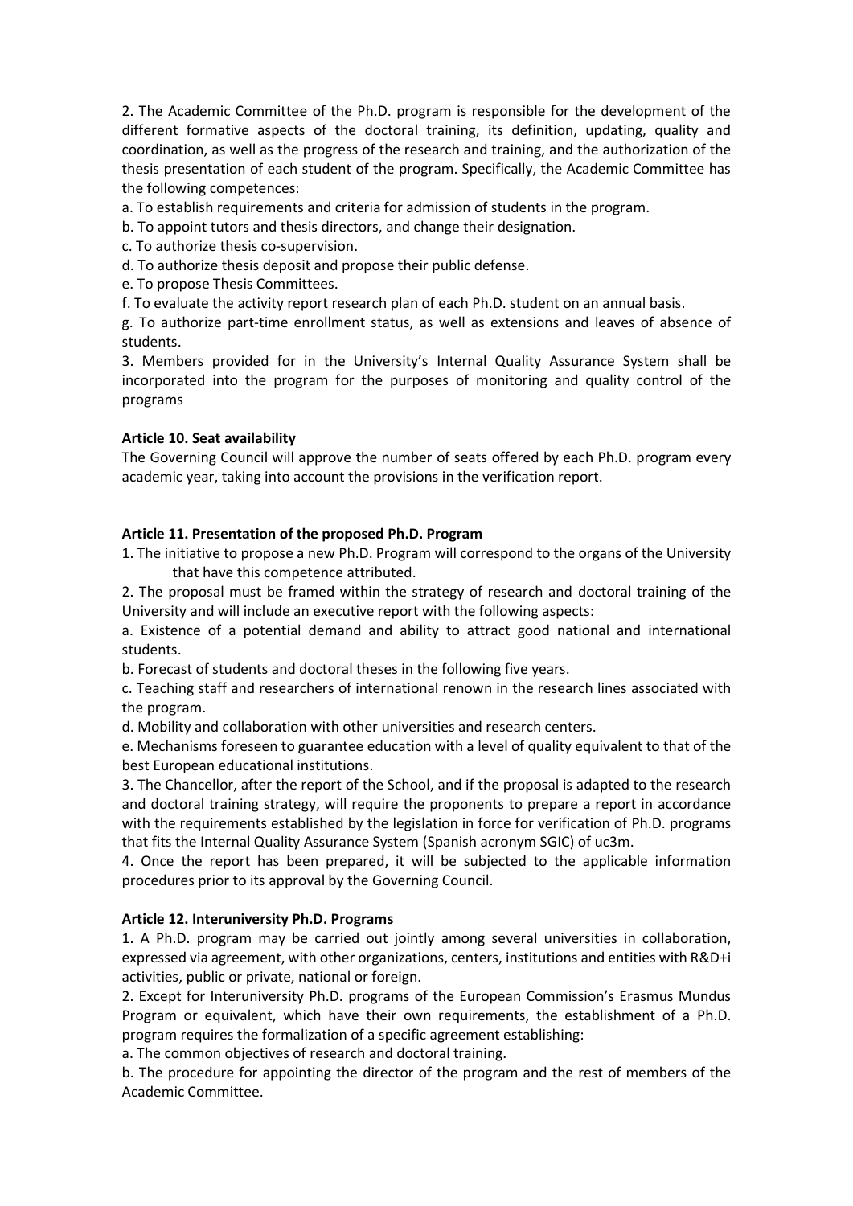2. The Academic Committee of the Ph.D. program is responsible for the development of the different formative aspects of the doctoral training, its definition, updating, quality and coordination, as well as the progress of the research and training, and the authorization of the thesis presentation of each student of the program. Specifically, the Academic Committee has the following competences:

a. To establish requirements and criteria for admission of students in the program.

b. To appoint tutors and thesis directors, and change their designation.

c. To authorize thesis co-supervision.

d. To authorize thesis deposit and propose their public defense.

e. To propose Thesis Committees.

f. To evaluate the activity report research plan of each Ph.D. student on an annual basis.

g. To authorize part-time enrollment status, as well as extensions and leaves of absence of students.

3. Members provided for in the University's Internal Quality Assurance System shall be incorporated into the program for the purposes of monitoring and quality control of the programs

**Article 10. Seat availability**

The Governing Council will approve the number of seats offered by each Ph.D. program every academic year, taking into account the provisions in the verification report.

**Article 11. Presentation of the proposed Ph.D. Program**

1. The initiative to propose a new Ph.D. Program will correspond to the organs of the University that have this competence attributed.

2. The proposal must be framed within the strategy of research and doctoral training of the University and will include an executive report with the following aspects:

a. Existence of a potential demand and ability to attract good national and international students.

b. Forecast of students and doctoral theses in the following five years.

c. Teaching staff and researchers of international renown in the research lines associated with the program.

d. Mobility and collaboration with other universities and research centers.

e. Mechanisms foreseen to guarantee education with a level of quality equivalent to that of the best European educational institutions.

3. The Chancellor, after the report of the School, and if the proposal is adapted to the research and doctoral training strategy, will require the proponents to prepare a report in accordance with the requirements established by the legislation in force for verification of Ph.D. programs that fits the Internal Quality Assurance System (Spanish acronym SGIC) of uc3m.

4. Once the report has been prepared, it will be subjected to the applicable information procedures prior to its approval by the Governing Council.

**Article 12. Interuniversity Ph.D. Programs**

1. A Ph.D. program may be carried out jointly among several universities in collaboration, expressed via agreement, with other organizations, centers, institutions and entities with R&D+i activities, public or private, national or foreign.

2. Except for Interuniversity Ph.D. programs of the European Commission's Erasmus Mundus Program or equivalent, which have their own requirements, the establishment of a Ph.D. program requires the formalization of a specific agreement establishing:

a. The common objectives of research and doctoral training.

b. The procedure for appointing the director of the program and the rest of members of the Academic Committee.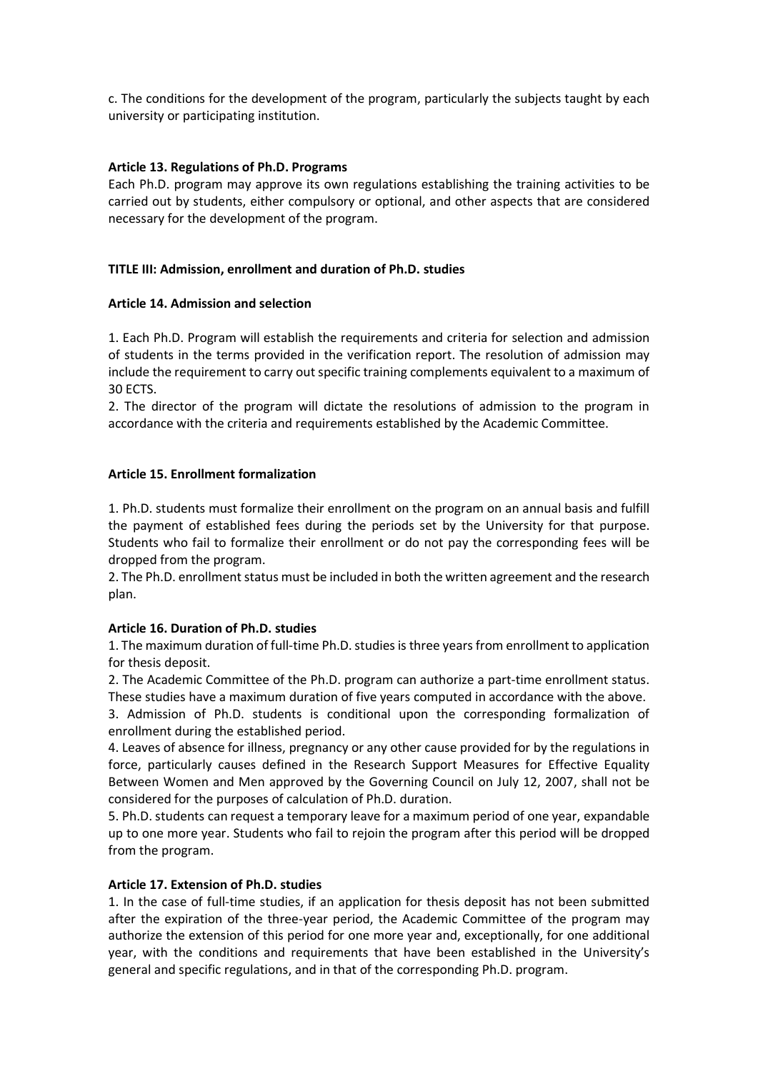c. The conditions for the development of the program, particularly the subjects taught by each university or participating institution.

### Article 13. Regulations of Ph.D. Programs

Each Ph.D. program may approve its own regulations establishing the training activities to be carried out by students, either compulsory or optional, and other aspects that are considered necessary for the development of the program.

## TITLE III: Admission, enrollment and duration of Ph.D. studies

### Article 14. Admission and selection

1. Each Ph.D. Program will establish the requirements and criteria for selection and admission of students in the terms provided in the verification report. The resolution of admission may include the requirement to carry out specific training complements equivalent to a maximum of 30 ECTS.
2. The director of the program will dictate the resolutions of admission to the program in accordance with the criteria and requirements established by the Academic Committee.

### Article 15. Enrollment formalization

1. Ph.D. students must formalize their enrollment on the program on an annual basis and fulfill the payment of established fees during the periods set by the University for that purpose. Students who fail to formalize their enrollment or do not pay the corresponding fees will be dropped from the program.
2. The Ph.D. enrollment status must be included in both the written agreement and the research plan.

### Article 16. Duration of Ph.D. studies

1. The maximum duration of full-time Ph.D. studies is three years from enrollment to application for thesis deposit.
2. The Academic Committee of the Ph.D. program can authorize a part-time enrollment status. These studies have a maximum duration of five years computed in accordance with the above.
3. Admission of Ph.D. students is conditional upon the corresponding formalization of enrollment during the established period.
4. Leaves of absence for illness, pregnancy or any other cause provided for by the regulations in force, particularly causes defined in the Research Support Measures for Effective Equality Between Women and Men approved by the Governing Council on July 12, 2007, shall not be considered for the purposes of calculation of Ph.D. duration.
5. Ph.D. students can request a temporary leave for a maximum period of one year, expandable up to one more year. Students who fail to rejoin the program after this period will be dropped from the program.

### Article 17. Extension of Ph.D. studies

1. In the case of full-time studies, if an application for thesis deposit has not been submitted after the expiration of the three-year period, the Academic Committee of the program may authorize the extension of this period for one more year and, exceptionally, for one additional year, with the conditions and requirements that have been established in the University's general and specific regulations, and in that of the corresponding Ph.D. program.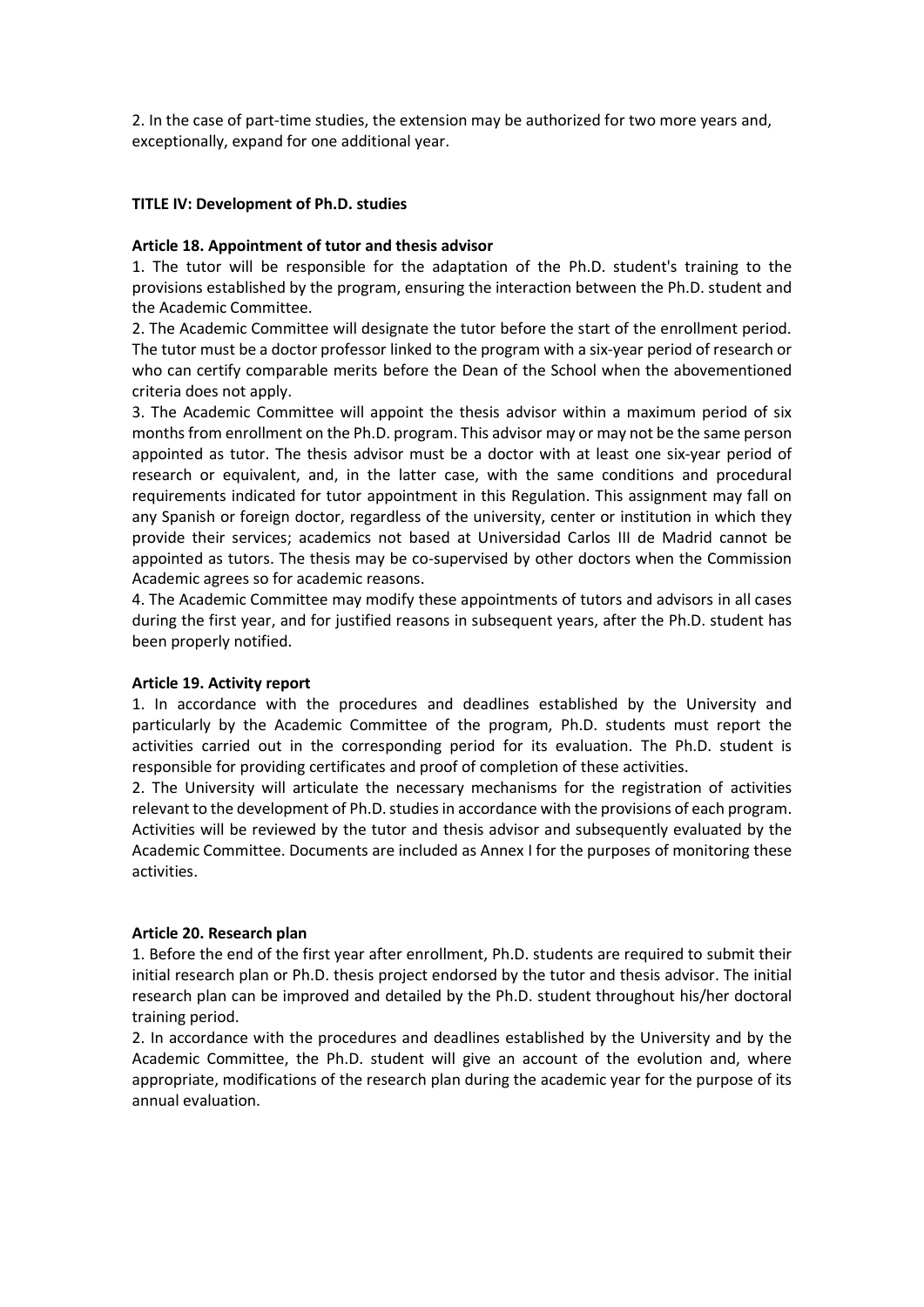2. In the case of part-time studies, the extension may be authorized for two more years and, exceptionally, expand for one additional year.

## TITLE IV: Development of Ph.D. studies

### Article 18. Appointment of tutor and thesis advisor

1. The tutor will be responsible for the adaptation of the Ph.D. student's training to the provisions established by the program, ensuring the interaction between the Ph.D. student and the Academic Committee.

2. The Academic Committee will designate the tutor before the start of the enrollment period. The tutor must be a doctor professor linked to the program with a six-year period of research or who can certify comparable merits before the Dean of the School when the abovementioned criteria does not apply.

3. The Academic Committee will appoint the thesis advisor within a maximum period of six months from enrollment on the Ph.D. program. This advisor may or may not be the same person appointed as tutor. The thesis advisor must be a doctor with at least one six-year period of research or equivalent, and, in the latter case, with the same conditions and procedural requirements indicated for tutor appointment in this Regulation. This assignment may fall on any Spanish or foreign doctor, regardless of the university, center or institution in which they provide their services; academics not based at Universidad Carlos III de Madrid cannot be appointed as tutors. The thesis may be co-supervised by other doctors when the Commission Academic agrees so for academic reasons.

4. The Academic Committee may modify these appointments of tutors and advisors in all cases during the first year, and for justified reasons in subsequent years, after the Ph.D. student has been properly notified.

### Article 19. Activity report

1. In accordance with the procedures and deadlines established by the University and particularly by the Academic Committee of the program, Ph.D. students must report the activities carried out in the corresponding period for its evaluation. The Ph.D. student is responsible for providing certificates and proof of completion of these activities.

2. The University will articulate the necessary mechanisms for the registration of activities relevant to the development of Ph.D. studies in accordance with the provisions of each program. Activities will be reviewed by the tutor and thesis advisor and subsequently evaluated by the Academic Committee. Documents are included as Annex I for the purposes of monitoring these activities.

### Article 20. Research plan

1. Before the end of the first year after enrollment, Ph.D. students are required to submit their initial research plan or Ph.D. thesis project endorsed by the tutor and thesis advisor. The initial research plan can be improved and detailed by the Ph.D. student throughout his/her doctoral training period.

2. In accordance with the procedures and deadlines established by the University and by the Academic Committee, the Ph.D. student will give an account of the evolution and, where appropriate, modifications of the research plan during the academic year for the purpose of its annual evaluation.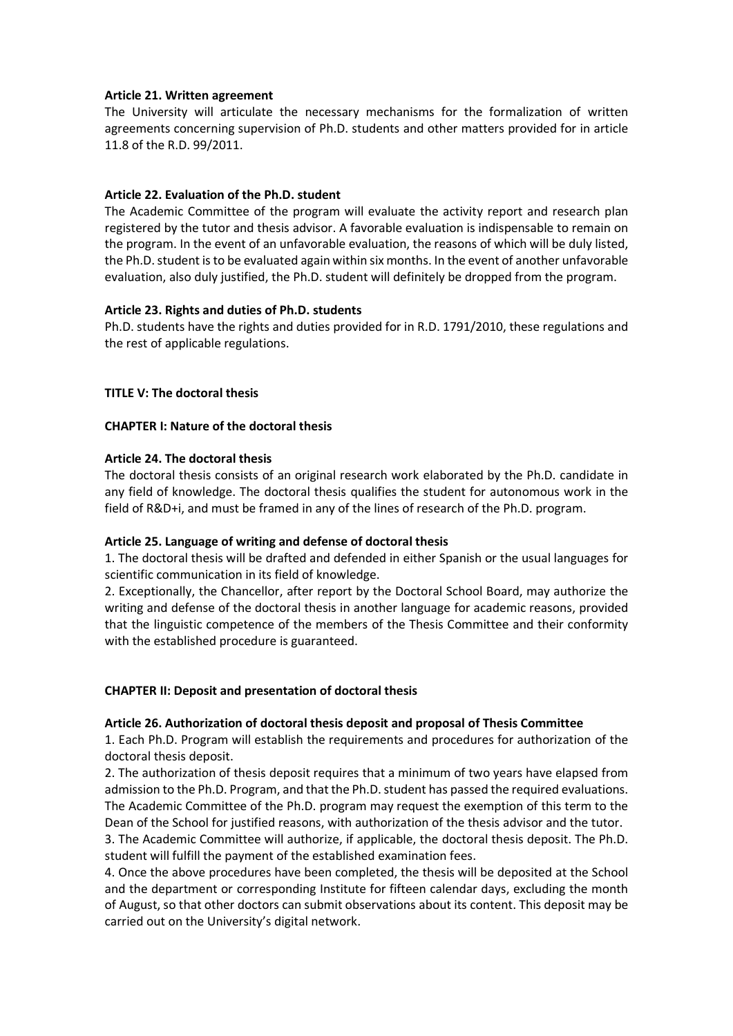**Article 21. Written agreement**

The University will articulate the necessary mechanisms for the formalization of written agreements concerning supervision of Ph.D. students and other matters provided for in article 11.8 of the R.D. 99/2011.

**Article 22. Evaluation of the Ph.D. student**

The Academic Committee of the program will evaluate the activity report and research plan registered by the tutor and thesis advisor. A favorable evaluation is indispensable to remain on the program. In the event of an unfavorable evaluation, the reasons of which will be duly listed, the Ph.D. student is to be evaluated again within six months. In the event of another unfavorable evaluation, also duly justified, the Ph.D. student will definitely be dropped from the program.

**Article 23. Rights and duties of Ph.D. students**

Ph.D. students have the rights and duties provided for in R.D. 1791/2010, these regulations and the rest of applicable regulations.

## TITLE V: The doctoral thesis

### CHAPTER I: Nature of the doctoral thesis

**Article 24. The doctoral thesis**

The doctoral thesis consists of an original research work elaborated by the Ph.D. candidate in any field of knowledge. The doctoral thesis qualifies the student for autonomous work in the field of R&D+i, and must be framed in any of the lines of research of the Ph.D. program.

**Article 25. Language of writing and defense of doctoral thesis**

1. The doctoral thesis will be drafted and defended in either Spanish or the usual languages for scientific communication in its field of knowledge.
2. Exceptionally, the Chancellor, after report by the Doctoral School Board, may authorize the writing and defense of the doctoral thesis in another language for academic reasons, provided that the linguistic competence of the members of the Thesis Committee and their conformity with the established procedure is guaranteed.

### CHAPTER II: Deposit and presentation of doctoral thesis

**Article 26. Authorization of doctoral thesis deposit and proposal of Thesis Committee**

1. Each Ph.D. Program will establish the requirements and procedures for authorization of the doctoral thesis deposit.
2. The authorization of thesis deposit requires that a minimum of two years have elapsed from admission to the Ph.D. Program, and that the Ph.D. student has passed the required evaluations. The Academic Committee of the Ph.D. program may request the exemption of this term to the Dean of the School for justified reasons, with authorization of the thesis advisor and the tutor.
3. The Academic Committee will authorize, if applicable, the doctoral thesis deposit. The Ph.D. student will fulfill the payment of the established examination fees.
4. Once the above procedures have been completed, the thesis will be deposited at the School and the department or corresponding Institute for fifteen calendar days, excluding the month of August, so that other doctors can submit observations about its content. This deposit may be carried out on the University's digital network.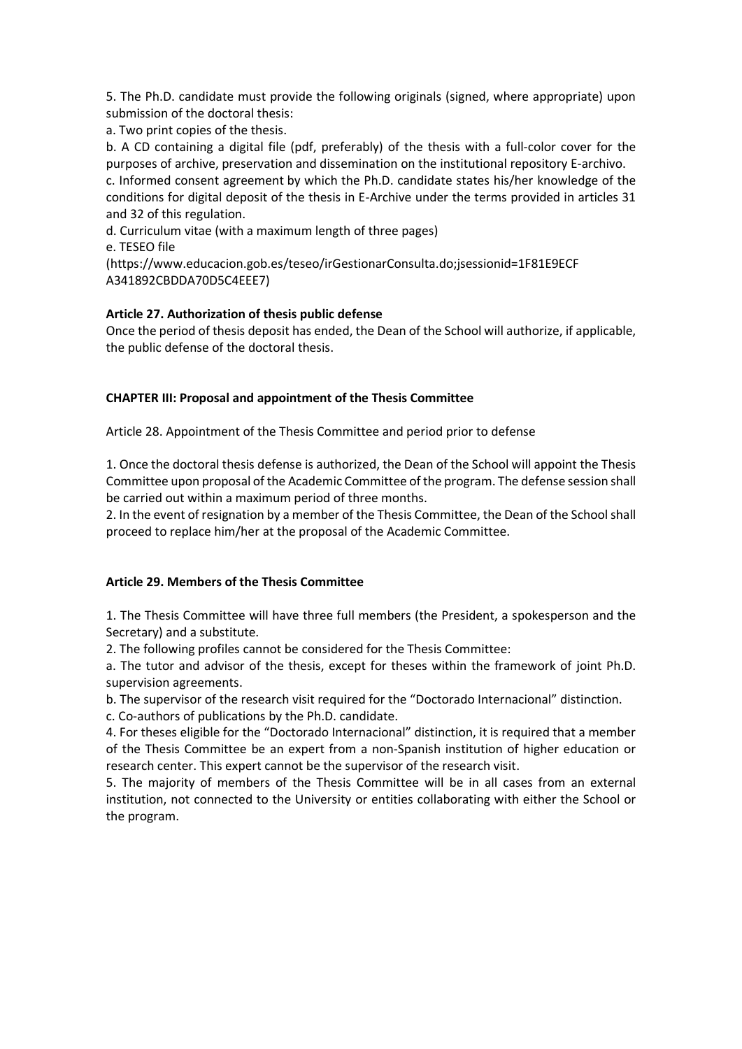5. The Ph.D. candidate must provide the following originals (signed, where appropriate) upon submission of the doctoral thesis:

a. Two print copies of the thesis.

b. A CD containing a digital file (pdf, preferably) of the thesis with a full-color cover for the purposes of archive, preservation and dissemination on the institutional repository E-archivo.

c. Informed consent agreement by which the Ph.D. candidate states his/her knowledge of the conditions for digital deposit of the thesis in E-Archive under the terms provided in articles 31 and 32 of this regulation.

d. Curriculum vitae (with a maximum length of three pages)

e. TESEO file (https://www.educacion.gob.es/teseo/irGestionarConsulta.do;jsessionid=1F81E9ECF A341892CBDDA70D5C4EEE7)

**Article 27. Authorization of thesis public defense**

Once the period of thesis deposit has ended, the Dean of the School will authorize, if applicable, the public defense of the doctoral thesis.

**CHAPTER III: Proposal and appointment of the Thesis Committee**

Article 28. Appointment of the Thesis Committee and period prior to defense

1. Once the doctoral thesis defense is authorized, the Dean of the School will appoint the Thesis Committee upon proposal of the Academic Committee of the program. The defense session shall be carried out within a maximum period of three months.

2. In the event of resignation by a member of the Thesis Committee, the Dean of the School shall proceed to replace him/her at the proposal of the Academic Committee.

**Article 29. Members of the Thesis Committee**

1. The Thesis Committee will have three full members (the President, a spokesperson and the Secretary) and a substitute.

2. The following profiles cannot be considered for the Thesis Committee:

a. The tutor and advisor of the thesis, except for theses within the framework of joint Ph.D. supervision agreements.

b. The supervisor of the research visit required for the "Doctorado Internacional" distinction.

c. Co-authors of publications by the Ph.D. candidate.

4. For theses eligible for the "Doctorado Internacional" distinction, it is required that a member of the Thesis Committee be an expert from a non-Spanish institution of higher education or research center. This expert cannot be the supervisor of the research visit.

5. The majority of members of the Thesis Committee will be in all cases from an external institution, not connected to the University or entities collaborating with either the School or the program.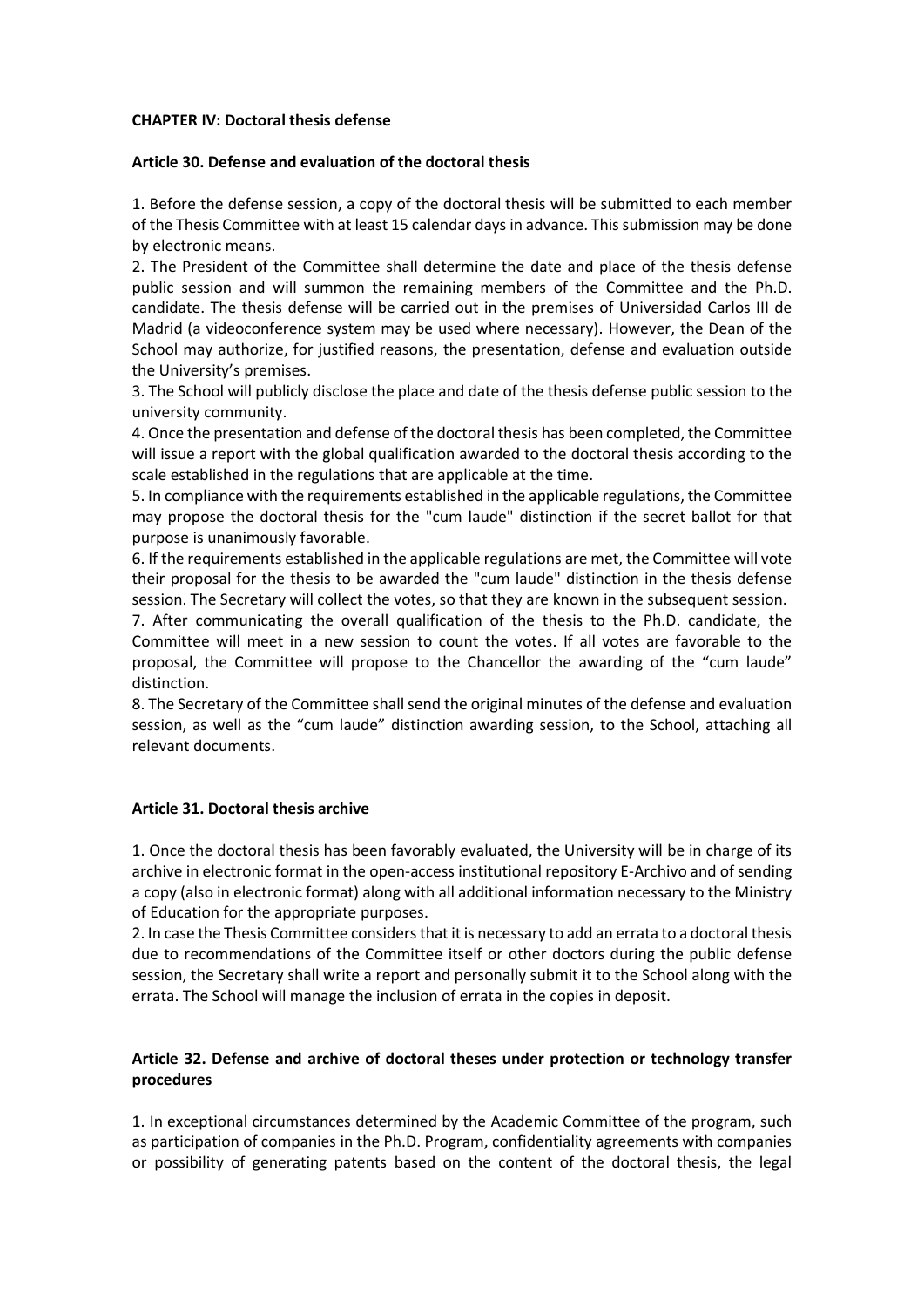## CHAPTER IV: Doctoral thesis defense

### Article 30. Defense and evaluation of the doctoral thesis

1. Before the defense session, a copy of the doctoral thesis will be submitted to each member of the Thesis Committee with at least 15 calendar days in advance. This submission may be done by electronic means.
2. The President of the Committee shall determine the date and place of the thesis defense public session and will summon the remaining members of the Committee and the Ph.D. candidate. The thesis defense will be carried out in the premises of Universidad Carlos III de Madrid (a videoconference system may be used where necessary). However, the Dean of the School may authorize, for justified reasons, the presentation, defense and evaluation outside the University's premises.
3. The School will publicly disclose the place and date of the thesis defense public session to the university community.
4. Once the presentation and defense of the doctoral thesis has been completed, the Committee will issue a report with the global qualification awarded to the doctoral thesis according to the scale established in the regulations that are applicable at the time.
5. In compliance with the requirements established in the applicable regulations, the Committee may propose the doctoral thesis for the "cum laude" distinction if the secret ballot for that purpose is unanimously favorable.
6. If the requirements established in the applicable regulations are met, the Committee will vote their proposal for the thesis to be awarded the "cum laude" distinction in the thesis defense session. The Secretary will collect the votes, so that they are known in the subsequent session.
7. After communicating the overall qualification of the thesis to the Ph.D. candidate, the Committee will meet in a new session to count the votes. If all votes are favorable to the proposal, the Committee will propose to the Chancellor the awarding of the "cum laude" distinction.
8. The Secretary of the Committee shall send the original minutes of the defense and evaluation session, as well as the "cum laude" distinction awarding session, to the School, attaching all relevant documents.

### Article 31. Doctoral thesis archive

1. Once the doctoral thesis has been favorably evaluated, the University will be in charge of its archive in electronic format in the open-access institutional repository E-Archivo and of sending a copy (also in electronic format) along with all additional information necessary to the Ministry of Education for the appropriate purposes.
2. In case the Thesis Committee considers that it is necessary to add an errata to a doctoral thesis due to recommendations of the Committee itself or other doctors during the public defense session, the Secretary shall write a report and personally submit it to the School along with the errata. The School will manage the inclusion of errata in the copies in deposit.

### Article 32. Defense and archive of doctoral theses under protection or technology transfer procedures

1. In exceptional circumstances determined by the Academic Committee of the program, such as participation of companies in the Ph.D. Program, confidentiality agreements with companies or possibility of generating patents based on the content of the doctoral thesis, the legal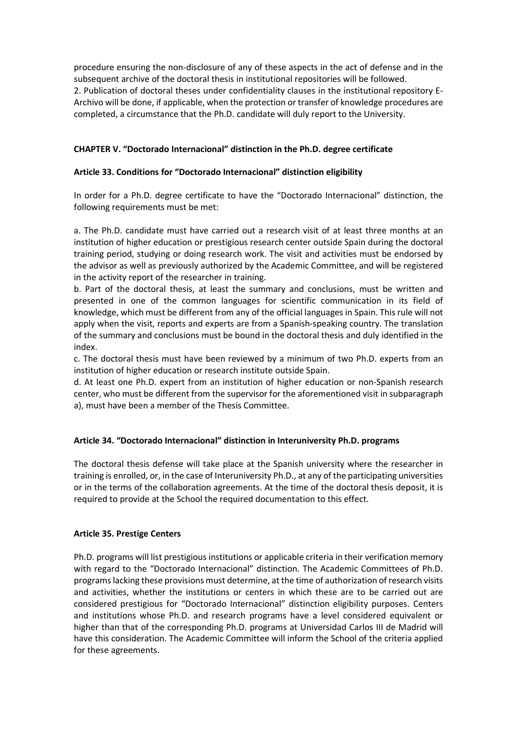procedure ensuring the non-disclosure of any of these aspects in the act of defense and in the subsequent archive of the doctoral thesis in institutional repositories will be followed.

2. Publication of doctoral theses under confidentiality clauses in the institutional repository E-Archivo will be done, if applicable, when the protection or transfer of knowledge procedures are completed, a circumstance that the Ph.D. candidate will duly report to the University.

## CHAPTER V. "Doctorado Internacional" distinction in the Ph.D. degree certificate

### Article 33. Conditions for "Doctorado Internacional" distinction eligibility

In order for a Ph.D. degree certificate to have the "Doctorado Internacional" distinction, the following requirements must be met:

a. The Ph.D. candidate must have carried out a research visit of at least three months at an institution of higher education or prestigious research center outside Spain during the doctoral training period, studying or doing research work. The visit and activities must be endorsed by the advisor as well as previously authorized by the Academic Committee, and will be registered in the activity report of the researcher in training.

b. Part of the doctoral thesis, at least the summary and conclusions, must be written and presented in one of the common languages for scientific communication in its field of knowledge, which must be different from any of the official languages in Spain. This rule will not apply when the visit, reports and experts are from a Spanish-speaking country. The translation of the summary and conclusions must be bound in the doctoral thesis and duly identified in the index.

c. The doctoral thesis must have been reviewed by a minimum of two Ph.D. experts from an institution of higher education or research institute outside Spain.

d. At least one Ph.D. expert from an institution of higher education or non-Spanish research center, who must be different from the supervisor for the aforementioned visit in subparagraph a), must have been a member of the Thesis Committee.

### Article 34. "Doctorado Internacional" distinction in Interuniversity Ph.D. programs

The doctoral thesis defense will take place at the Spanish university where the researcher in training is enrolled, or, in the case of Interuniversity Ph.D., at any of the participating universities or in the terms of the collaboration agreements. At the time of the doctoral thesis deposit, it is required to provide at the School the required documentation to this effect.

### Article 35. Prestige Centers

Ph.D. programs will list prestigious institutions or applicable criteria in their verification memory with regard to the "Doctorado Internacional" distinction. The Academic Committees of Ph.D. programs lacking these provisions must determine, at the time of authorization of research visits and activities, whether the institutions or centers in which these are to be carried out are considered prestigious for "Doctorado Internacional" distinction eligibility purposes. Centers and institutions whose Ph.D. and research programs have a level considered equivalent or higher than that of the corresponding Ph.D. programs at Universidad Carlos III de Madrid will have this consideration. The Academic Committee will inform the School of the criteria applied for these agreements.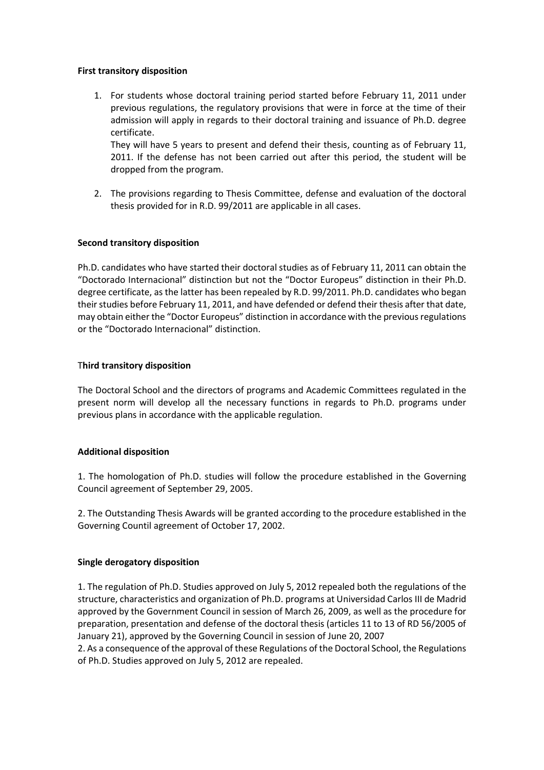**First transitory disposition**

1. For students whose doctoral training period started before February 11, 2011 under previous regulations, the regulatory provisions that were in force at the time of their admission will apply in regards to their doctoral training and issuance of Ph.D. degree certificate.
   They will have 5 years to present and defend their thesis, counting as of February 11, 2011. If the defense has not been carried out after this period, the student will be dropped from the program.

2. The provisions regarding to Thesis Committee, defense and evaluation of the doctoral thesis provided for in R.D. 99/2011 are applicable in all cases.

**Second transitory disposition**

Ph.D. candidates who have started their doctoral studies as of February 11, 2011 can obtain the "Doctorado Internacional" distinction but not the "Doctor Europeus" distinction in their Ph.D. degree certificate, as the latter has been repealed by R.D. 99/2011. Ph.D. candidates who began their studies before February 11, 2011, and have defended or defend their thesis after that date, may obtain either the "Doctor Europeus" distinction in accordance with the previous regulations or the "Doctorado Internacional" distinction.

T**hird transitory disposition**

The Doctoral School and the directors of programs and Academic Committees regulated in the present norm will develop all the necessary functions in regards to Ph.D. programs under previous plans in accordance with the applicable regulation.

**Additional disposition**

1. The homologation of Ph.D. studies will follow the procedure established in the Governing Council agreement of September 29, 2005.

2. The Outstanding Thesis Awards will be granted according to the procedure established in the Governing Countil agreement of October 17, 2002.

**Single derogatory disposition**

1. The regulation of Ph.D. Studies approved on July 5, 2012 repealed both the regulations of the structure, characteristics and organization of Ph.D. programs at Universidad Carlos III de Madrid approved by the Government Council in session of March 26, 2009, as well as the procedure for preparation, presentation and defense of the doctoral thesis (articles 11 to 13 of RD 56/2005 of January 21), approved by the Governing Council in session of June 20, 2007

2. As a consequence of the approval of these Regulations of the Doctoral School, the Regulations of Ph.D. Studies approved on July 5, 2012 are repealed.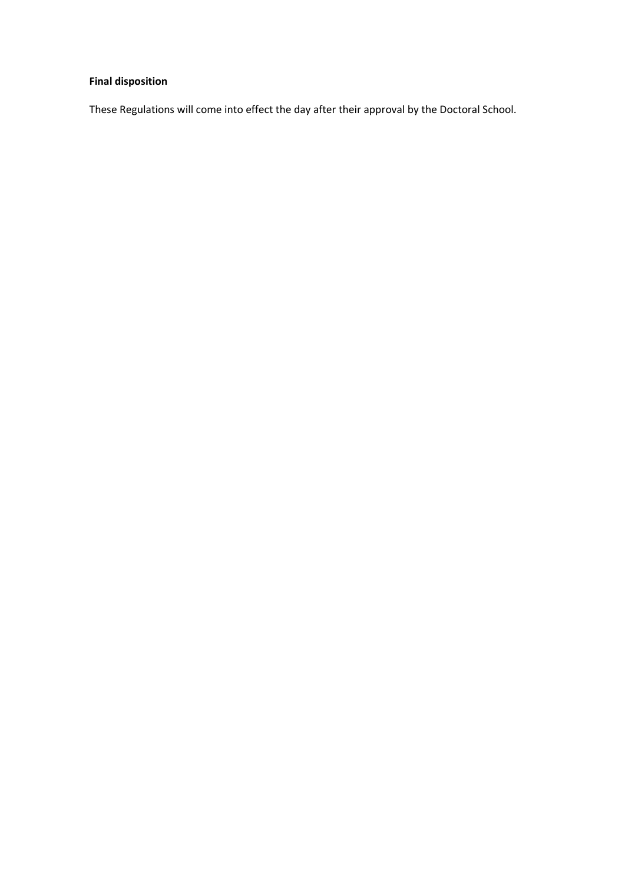**Final disposition**

These Regulations will come into effect the day after their approval by the Doctoral School.